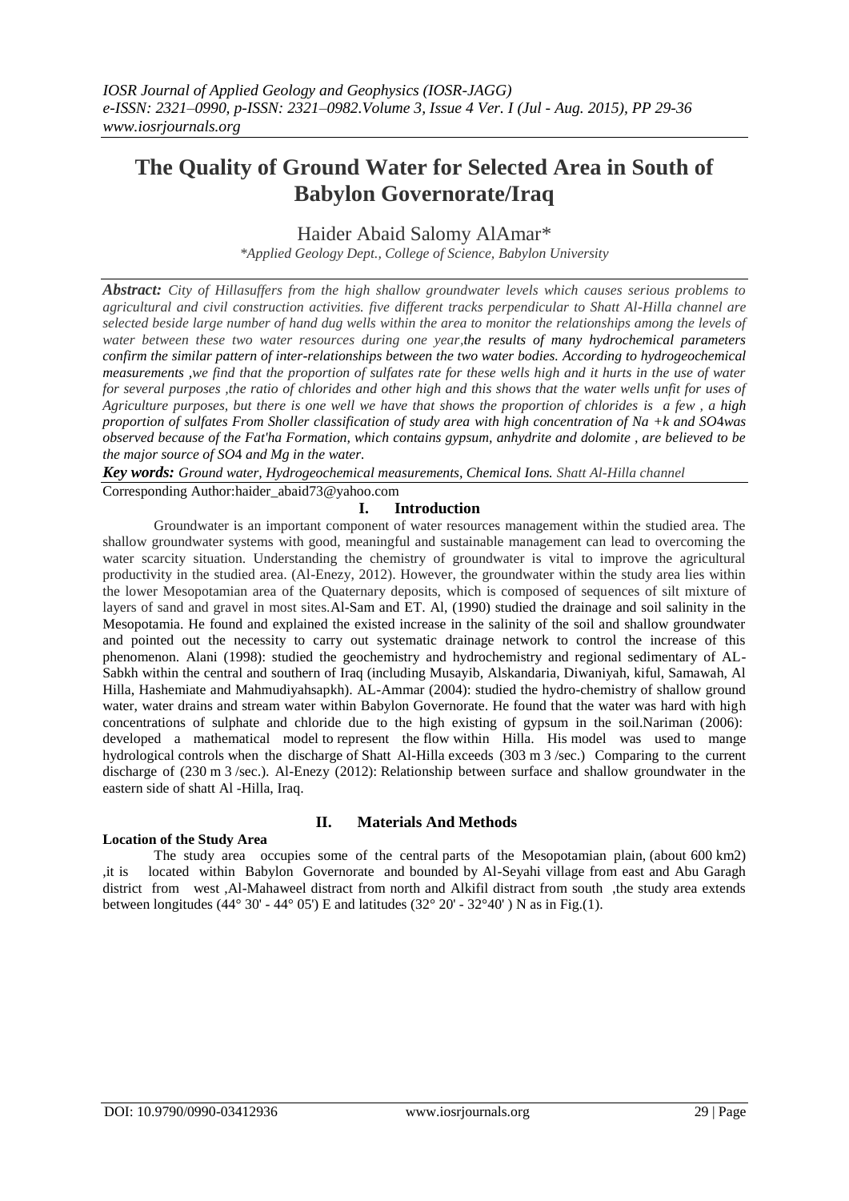# The Quality of Ground Water for Selected Area in South of Babylon Governorate/Iraq

Haider Abaid Salomy AlAmar*

*\*Applied Geology Dept., College of Science, Babylon University*

***Abstract:*** *City of Hillasuffers from the high shallow groundwater levels which causes serious problems to agricultural and civil construction activities. five different tracks perpendicular to Shatt Al-Hilla channel are selected beside large number of hand dug wells within the area to monitor the relationships among the levels of water between these two water resources during one year,the results of many hydrochemical parameters confirm the similar pattern of inter-relationships between the two water bodies. According to hydrogeochemical measurements ,we find that the proportion of sulfates rate for these wells high and it hurts in the use of water for several purposes ,the ratio of chlorides and other high and this shows that the water wells unfit for uses of Agriculture purposes, but there is one well we have that shows the proportion of chlorides is a few , a high proportion of sulfates From Sholler classification of study area with high concentration of Na +k and SO4was observed because of the Fat'ha Formation, which contains gypsum, anhydrite and dolomite , are believed to be the major source of SO4 and Mg in the water.*

***Key words:*** *Ground water, Hydrogeochemical measurements, Chemical Ions. Shatt Al-Hilla channel*

Corresponding Author:haider_abaid73@yahoo.com

## I. Introduction

Groundwater is an important component of water resources management within the studied area. The shallow groundwater systems with good, meaningful and sustainable management can lead to overcoming the water scarcity situation. Understanding the chemistry of groundwater is vital to improve the agricultural productivity in the studied area. (Al-Enezy, 2012). However, the groundwater within the study area lies within the lower Mesopotamian area of the Quaternary deposits, which is composed of sequences of silt mixture of layers of sand and gravel in most sites.Al-Sam and ET. Al, (1990) studied the drainage and soil salinity in the Mesopotamia. He found and explained the existed increase in the salinity of the soil and shallow groundwater and pointed out the necessity to carry out systematic drainage network to control the increase of this phenomenon. Alani (1998): studied the geochemistry and hydrochemistry and regional sedimentary of AL-Sabkh within the central and southern of Iraq (including Musayib, Alskandaria, Diwaniyah, kiful, Samawah, Al Hilla, Hashemiate and Mahmudiyahsapkh). AL-Ammar (2004): studied the hydro-chemistry of shallow ground water, water drains and stream water within Babylon Governorate. He found that the water was hard with high concentrations of sulphate and chloride due to the high existing of gypsum in the soil.Nariman (2006): developed a mathematical model to represent the flow within Hilla. His model was used to mange hydrological controls when the discharge of Shatt Al-Hilla exceeds (303 m 3 /sec.) Comparing to the current discharge of (230 m 3 /sec.). Al-Enezy (2012): Relationship between surface and shallow groundwater in the eastern side of shatt Al -Hilla, Iraq.

## II. Materials And Methods

### Location of the Study Area

The study area occupies some of the central parts of the Mesopotamian plain, (about 600 km2) ,it is located within Babylon Governorate and bounded by Al-Seyahi village from east and Abu Garagh district from west ,Al-Mahaweel distract from north and Alkifil distract from south ,the study area extends between longitudes (44° 30' - 44° 05') E and latitudes (32° 20' - 32°40' ) N as in Fig.(1).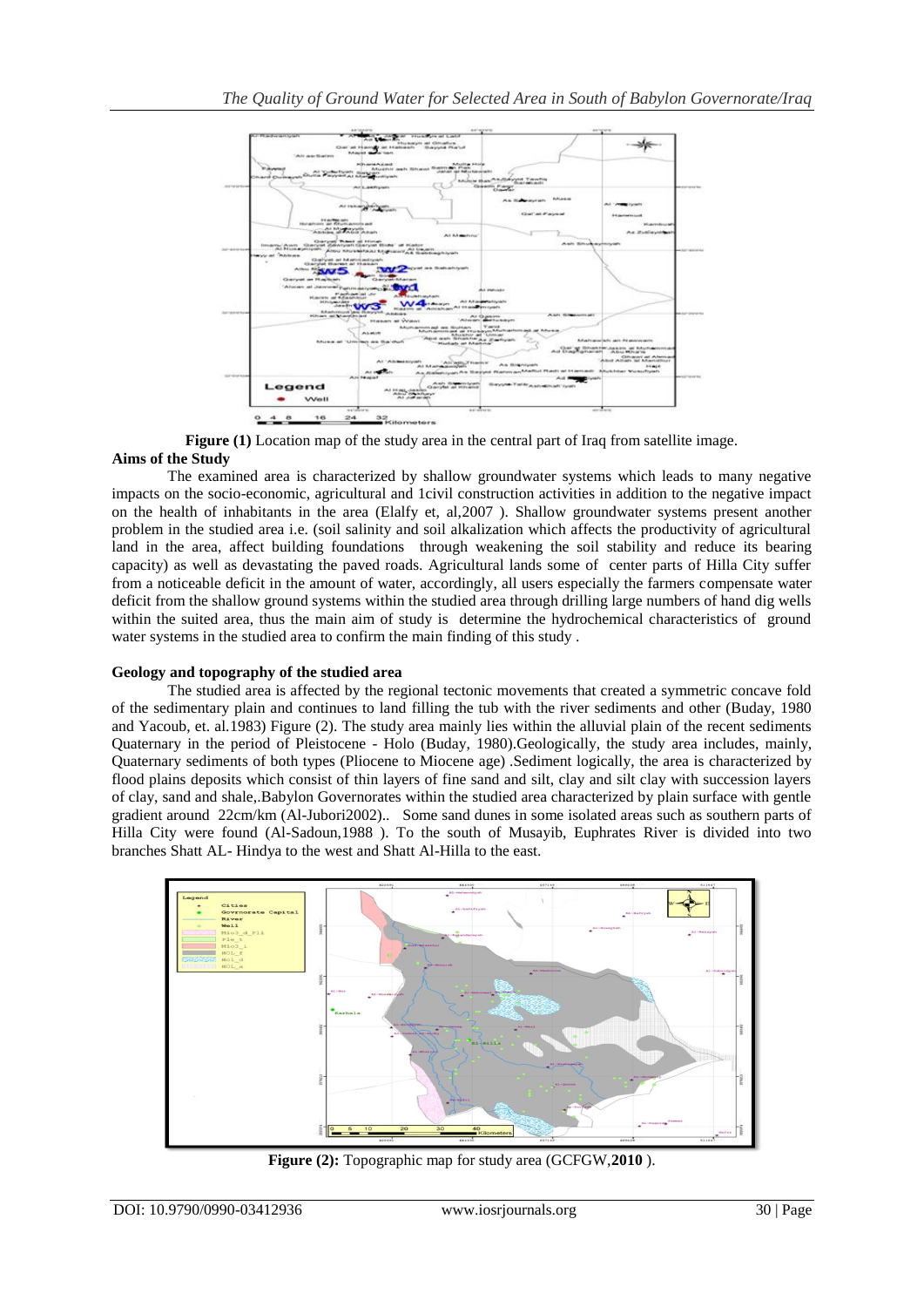**Figure (1)** Location map of the study area in the central part of Iraq from satellite image.

**Aims of the Study**

The examined area is characterized by shallow groundwater systems which leads to many negative impacts on the socio-economic, agricultural and 1civil construction activities in addition to the negative impact on the health of inhabitants in the area (Elalfy et, al,2007 ). Shallow groundwater systems present another problem in the studied area i.e. (soil salinity and soil alkalization which affects the productivity of agricultural land in the area, affect building foundations through weakening the soil stability and reduce its bearing capacity) as well as devastating the paved roads. Agricultural lands some of center parts of Hilla City suffer from a noticeable deficit in the amount of water, accordingly, all users especially the farmers compensate water deficit from the shallow ground systems within the studied area through drilling large numbers of hand dig wells within the suited area, thus the main aim of study is determine the hydrochemical characteristics of ground water systems in the studied area to confirm the main finding of this study .

**Geology and topography of the studied area**

The studied area is affected by the regional tectonic movements that created a symmetric concave fold of the sedimentary plain and continues to land filling the tub with the river sediments and other (Buday, 1980 and Yacoub, et. al.1983) Figure (2). The study area mainly lies within the alluvial plain of the recent sediments Quaternary in the period of Pleistocene - Holo (Buday, 1980).Geologically, the study area includes, mainly, Quaternary sediments of both types (Pliocene to Miocene age) .Sediment logically, the area is characterized by flood plains deposits which consist of thin layers of fine sand and silt, clay and silt clay with succession layers of clay, sand and shale,.Babylon Governorates within the studied area characterized by plain surface with gentle gradient around 22cm/km (Al-Jubori2002).. Some sand dunes in some isolated areas such as southern parts of Hilla City were found (Al-Sadoun,1988 ). To the south of Musayib, Euphrates River is divided into two branches Shatt AL- Hindya to the west and Shatt Al-Hilla to the east.

**Figure (2):** Topographic map for study area (GCFGW,**2010** ).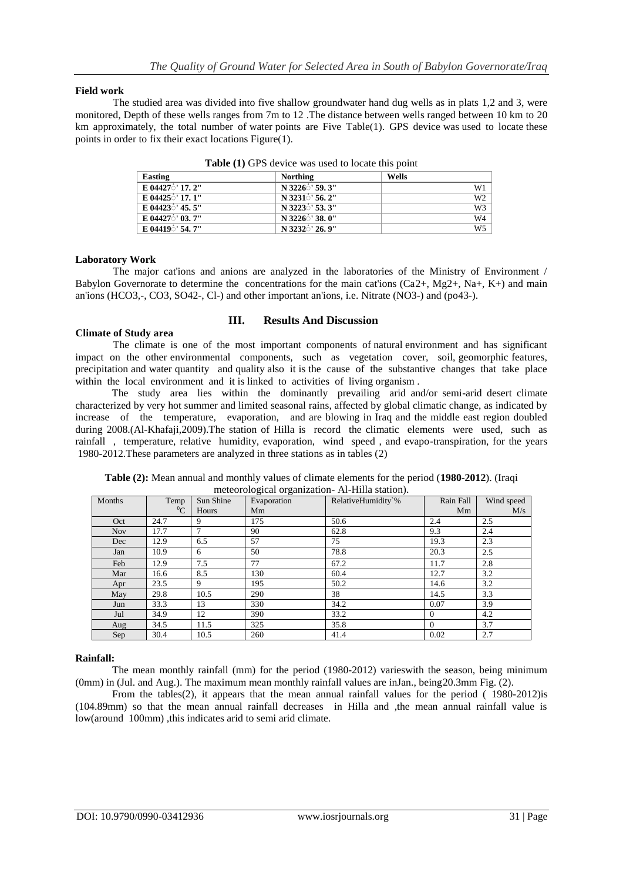**Field work**

The studied area was divided into five shallow groundwater hand dug wells as in plats 1,2 and 3, were monitored, Depth of these wells ranges from 7m to 12 .The distance between wells ranged between 10 km to 20 km approximately, the total number of water points are Five Table(1). GPS device was used to locate these points in order to fix their exact locations Figure(1).

**Table (1)** GPS device was used to locate this point

| Easting | Northing | Wells |
|---|---|---|
| E 04427̊' 17. 2" | N 3226̊' 59. 3" | W1 |
| E 04425̊' 17. 1" | N 3231̊' 56. 2" | W2 |
| E 04423̊' 45. 5" | N 3223̊' 53. 3" | W3 |
| E 04427̊' 03. 7" | N 3226̊' 38. 0" | W4 |
| E 04419̊' 54. 7" | N 3232̊' 26. 9" | W5 |

**Laboratory Work**

The major cat'ions and anions are analyzed in the laboratories of the Ministry of Environment / Babylon Governorate to determine the concentrations for the main cat'ions ($Ca^{2+}$, $Mg^{2+}$, $Na^{+}$, $K^{+}$) and main an'ions ($HCO_3^{-}$, $CO_3$, $SO_4^{2-}$, $Cl^{-}$) and other important an'ions, i.e. Nitrate ($NO_3^{-}$) and ($PO_4^{3-}$).

## III. Results And Discussion

**Climate of Study area**

The climate is one of the most important components of natural environment and has significant impact on the other environmental components, such as vegetation cover, soil, geomorphic features, precipitation and water quantity and quality also it is the cause of the substantive changes that take place within the local environment and it is linked to activities of living organism .

The study area lies within the dominantly prevailing arid and/or semi-arid desert climate characterized by very hot summer and limited seasonal rains, affected by global climatic change, as indicated by increase of the temperature, evaporation, and are blowing in Iraq and the middle east region doubled during 2008.(Al-Khafaji,2009).The station of Hilla is record the climatic elements were used, such as rainfall , temperature, relative humidity, evaporation, wind speed , and evapo-transpiration, for the years 1980-2012.These parameters are analyzed in three stations as in tables (2)

**Table (2):** Mean annual and monthly values of climate elements for the period (**1980-2012**). (Iraqi meteorological organization- Al-Hilla station).

| Months | Temp $^{0}C$ | Sun Shine Hours | Evaporation Mm | RelativeHumidity`% | Rain Fall Mm | Wind speed M/s |
|---|---|---|---|---|---|---|
| Oct | 24.7 | 9 | 175 | 50.6 | 2.4 | 2.5 |
| Nov | 17.7 | 7 | 90 | 62.8 | 9.3 | 2.4 |
| Dec | 12.9 | 6.5 | 57 | 75 | 19.3 | 2.3 |
| Jan | 10.9 | 6 | 50 | 78.8 | 20.3 | 2.5 |
| Feb | 12.9 | 7.5 | 77 | 67.2 | 11.7 | 2.8 |
| Mar | 16.6 | 8.5 | 130 | 60.4 | 12.7 | 3.2 |
| Apr | 23.5 | 9 | 195 | 50.2 | 14.6 | 3.2 |
| May | 29.8 | 10.5 | 290 | 38 | 14.5 | 3.3 |
| Jun | 33.3 | 13 | 330 | 34.2 | 0.07 | 3.9 |
| Jul | 34.9 | 12 | 390 | 33.2 | 0 | 4.2 |
| Aug | 34.5 | 11.5 | 325 | 35.8 | 0 | 3.7 |
| Sep | 30.4 | 10.5 | 260 | 41.4 | 0.02 | 2.7 |

**Rainfall:**

The mean monthly rainfall (mm) for the period (1980-2012) varieswith the season, being minimum (0mm) in (Jul. and Aug.). The maximum mean monthly rainfall values are inJan., being20.3mm Fig. (2).

From the tables(2), it appears that the mean annual rainfall values for the period ( 1980-2012)is (104.89mm) so that the mean annual rainfall decreases in Hilla and ,the mean annual rainfall value is low(around 100mm) ,this indicates arid to semi arid climate.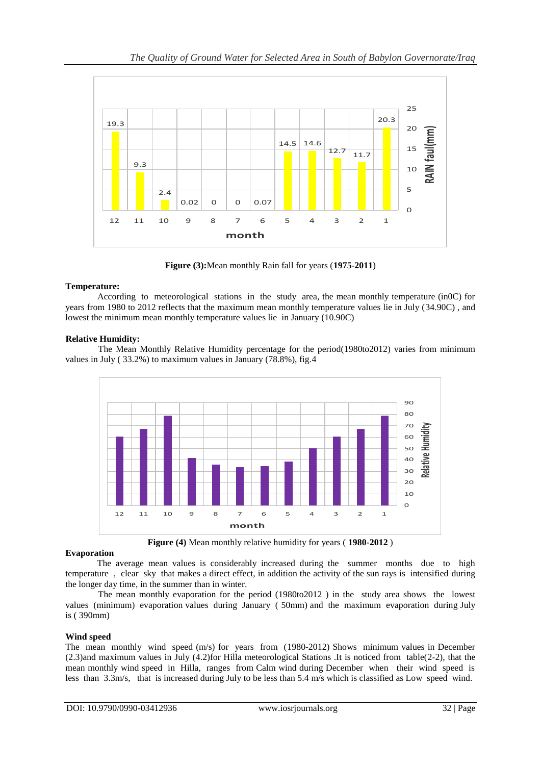**Figure (3):**Mean monthly Rain fall for years (**1975-2011**)

**Temperature:**

According to meteorological stations in the study area, the mean monthly temperature (in0C) for years from 1980 to 2012 reflects that the maximum mean monthly temperature values lie in July (34.90C) , and lowest the minimum mean monthly temperature values lie in January (10.90C)

**Relative Humidity:**

The Mean Monthly Relative Humidity percentage for the period(1980to2012) varies from minimum values in July ( 33.2%) to maximum values in January (78.8%), fig.4

**Figure (4)** Mean monthly relative humidity for years ( **1980**-**2012** )

**Evaporation**

The average mean values is considerably increased during the summer months due to high temperature , clear sky that makes a direct effect, in addition the activity of the sun rays is intensified during the longer day time, in the summer than in winter.

The mean monthly evaporation for the period (1980to2012 ) in the study area shows the lowest values (minimum) evaporation values during January ( 50mm) and the maximum evaporation during July is ( 390mm)

**Wind speed**

The mean monthly wind speed (m/s) for years from (1980-2012) Shows minimum values in December (2.3)and maximum values in July (4.2)for Hilla meteorological Stations .It is noticed from table(2-2), that the mean monthly wind speed in Hilla, ranges from Calm wind during December when their wind speed is less than 3.3m/s, that is increased during July to be less than 5.4 m/s which is classified as Low speed wind.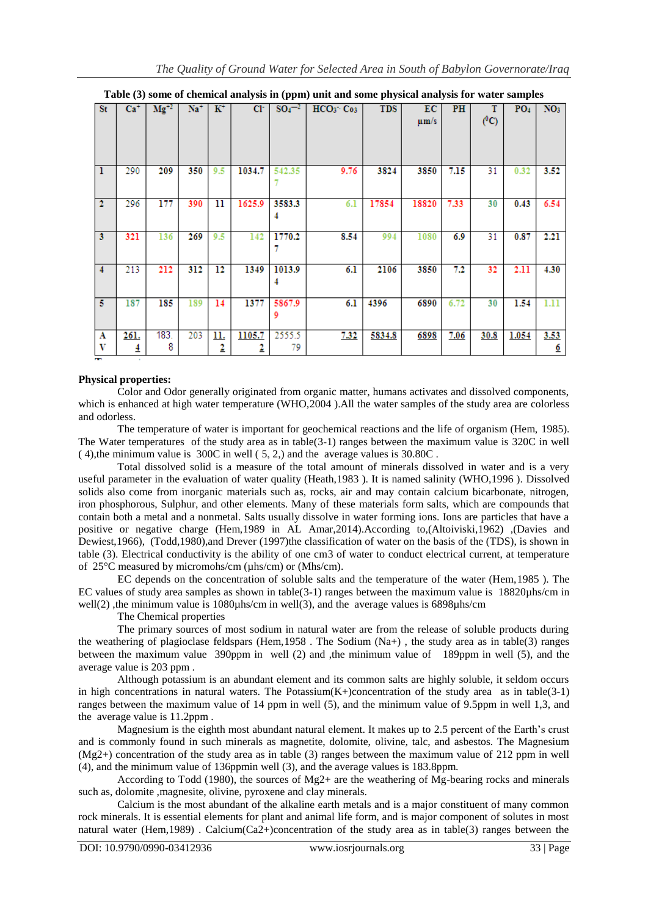**Table (3) some of chemical analysis in (ppm) unit and some physical analysis for water samples**

| St | $Ca^{+}$ | $Mg^{+2}$ | $Na^{+}$ | $K^{+}$ | $Cl^{-}$ | $SO_4^{-2}$ | $HCO_3^{-}$ $Co_3$ | TDS | EC µm/s | PH | T ($^0$C) | $PO_4$ | $NO_3$ |
|---|---|---|---|---|---|---|---|---|---|---|---|---|---|
| 1 | 290 | 209 | 350 | 9.5 | 1034.7 | 542.35 7 | 9.76 | 3824 | 3850 | 7.15 | 31 | 0.32 | 3.52 |
| 2 | 296 | 177 | 390 | 11 | 1625.9 | 3583.3 4 | 6.1 | 17854 | 18820 | 7.33 | 30 | 0.43 | 6.54 |
| 3 | 321 | 136 | 269 | 9.5 | 142 | 1770.2 7 | 8.54 | 994 | 1080 | 6.9 | 31 | 0.87 | 2.21 |
| 4 | 213 | 212 | 312 | 12 | 1349 | 1013.9 4 | 6.1 | 2106 | 3850 | 7.2 | 32 | 2.11 | 4.30 |
| 5 | 187 | 185 | 189 | 14 | 1377 | 5867.9 9 | 6.1 | 4396 | 6890 | 6.72 | 30 | 1.54 | 1.11 |
| AV | 261.4 | 183.8 | 203 | 11.2 | 1105.72 | 2555.579 | 7.32 | 5834.8 | 6898 | 7.06 | 30.8 | 1.054 | 3.536 |

**Physical properties:**

Color and Odor generally originated from organic matter, humans activates and dissolved components, which is enhanced at high water temperature (WHO,2004 ).All the water samples of the study area are colorless and odorless.

The temperature of water is important for geochemical reactions and the life of organism (Hem, 1985). The Water temperatures of the study area as in table(3-1) ranges between the maximum value is 320C in well ( 4),the minimum value is 300C in well ( 5, 2,) and the average values is 30.80C .

Total dissolved solid is a measure of the total amount of minerals dissolved in water and is a very useful parameter in the evaluation of water quality (Heath,1983 ). It is named salinity (WHO,1996 ). Dissolved solids also come from inorganic materials such as, rocks, air and may contain calcium bicarbonate, nitrogen, iron phosphorous, Sulphur, and other elements. Many of these materials form salts, which are compounds that contain both a metal and a nonmetal. Salts usually dissolve in water forming ions. Ions are particles that have a positive or negative charge (Hem,1989 in AL Amar,2014).According to,(Altoiviski,1962) ,(Davies and Dewiest,1966), (Todd,1980),and Drever (1997)the classification of water on the basis of the (TDS), is shown in table (3). Electrical conductivity is the ability of one cm3 of water to conduct electrical current, at temperature of 25°C measured by micromohs/cm (µhs/cm) or (Mhs/cm).

EC depends on the concentration of soluble salts and the temperature of the water (Hem,1985 ). The EC values of study area samples as shown in table(3-1) ranges between the maximum value is 18820µhs/cm in well(2) ,the minimum value is 1080µhs/cm in well(3), and the average values is 6898µhs/cm

The Chemical properties

The primary sources of most sodium in natural water are from the release of soluble products during the weathering of plagioclase feldspars (Hem,1958 . The Sodium (Na+) , the study area as in table(3) ranges between the maximum value 390ppm in well (2) and ,the minimum value of 189ppm in well (5), and the average value is 203 ppm .

Although potassium is an abundant element and its common salts are highly soluble, it seldom occurs in high concentrations in natural waters. The Potassium(K+)concentration of the study area as in table(3-1) ranges between the maximum value of 14 ppm in well (5), and the minimum value of 9.5ppm in well 1,3, and the average value is 11.2ppm .

Magnesium is the eighth most abundant natural element. It makes up to 2.5 percent of the Earth's crust and is commonly found in such minerals as magnetite, dolomite, olivine, talc, and asbestos. The Magnesium (Mg2+) concentration of the study area as in table (3) ranges between the maximum value of 212 ppm in well (4), and the minimum value of 136ppmin well (3), and the average values is 183.8ppm.

According to Todd (1980), the sources of Mg2+ are the weathering of Mg-bearing rocks and minerals such as, dolomite ,magnesite, olivine, pyroxene and clay minerals.

Calcium is the most abundant of the alkaline earth metals and is a major constituent of many common rock minerals. It is essential elements for plant and animal life form, and is major component of solutes in most natural water (Hem,1989) . Calcium(Ca2+)concentration of the study area as in table(3) ranges between the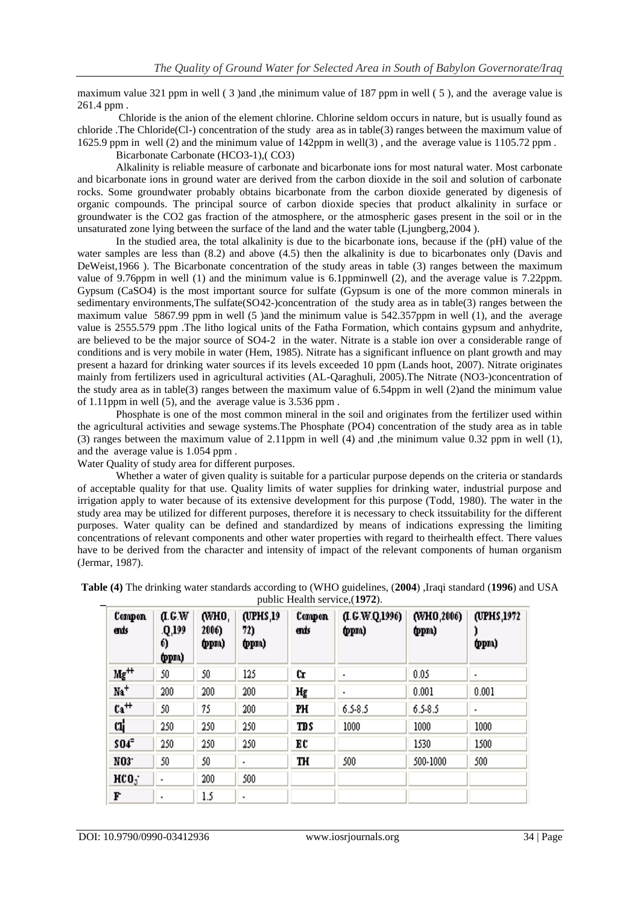maximum value 321 ppm in well ( 3 )and ,the minimum value of 187 ppm in well ( 5 ), and the average value is 261.4 ppm .

Chloride is the anion of the element chlorine. Chlorine seldom occurs in nature, but is usually found as chloride .The Chloride($Cl^-$) concentration of the study area as in table(3) ranges between the maximum value of 1625.9 ppm in well (2) and the minimum value of 142ppm in well(3) , and the average value is 1105.72 ppm .

Bicarbonate Carbonate ($HCO_3$-1),( $CO_3$)

Alkalinity is reliable measure of carbonate and bicarbonate ions for most natural water. Most carbonate and bicarbonate ions in ground water are derived from the carbon dioxide in the soil and solution of carbonate rocks. Some groundwater probably obtains bicarbonate from the carbon dioxide generated by digenesis of organic compounds. The principal source of carbon dioxide species that product alkalinity in surface or groundwater is the $CO_2$ gas fraction of the atmosphere, or the atmospheric gases present in the soil or in the unsaturated zone lying between the surface of the land and the water table (Ljungberg,2004 ).

In the studied area, the total alkalinity is due to the bicarbonate ions, because if the (pH) value of the water samples are less than (8.2) and above (4.5) then the alkalinity is due to bicarbonates only (Davis and DeWeist,1966 ). The Bicarbonate concentration of the study areas in table (3) ranges between the maximum value of 9.76ppm in well (1) and the minimum value is 6.1ppminwell (2), and the average value is 7.22ppm. Gypsum ($CaSO_4$) is the most important source for sulfate (Gypsum is one of the more common minerals in sedimentary environments,The sulfate($SO_4^{2-}$)concentration of the study area as in table(3) ranges between the maximum value 5867.99 ppm in well (5 )and the minimum value is 542.357ppm in well (1), and the average value is 2555.579 ppm .The litho logical units of the Fatha Formation, which contains gypsum and anhydrite, are believed to be the major source of $SO_4$-2 in the water. Nitrate is a stable ion over a considerable range of conditions and is very mobile in water (Hem, 1985). Nitrate has a significant influence on plant growth and may present a hazard for drinking water sources if its levels exceeded 10 ppm (Lands hoot, 2007). Nitrate originates mainly from fertilizers used in agricultural activities (AL-Qaraghuli, 2005).The Nitrate ($NO_3^-$)concentration of the study area as in table(3) ranges between the maximum value of 6.54ppm in well (2)and the minimum value of 1.11ppm in well (5), and the average value is 3.536 ppm .

Phosphate is one of the most common mineral in the soil and originates from the fertilizer used within the agricultural activities and sewage systems.The Phosphate ($PO_4$) concentration of the study area as in table (3) ranges between the maximum value of 2.11ppm in well (4) and ,the minimum value 0.32 ppm in well (1), and the average value is 1.054 ppm .

Water Quality of study area for different purposes.

Whether a water of given quality is suitable for a particular purpose depends on the criteria or standards of acceptable quality for that use. Quality limits of water supplies for drinking water, industrial purpose and irrigation apply to water because of its extensive development for this purpose (Todd, 1980). The water in the study area may be utilized for different purposes, therefore it is necessary to check itssuitability for the different purposes. Water quality can be defined and standardized by means of indications expressing the limiting concentrations of relevant components and other water properties with regard to theirhealth effect. There values have to be derived from the character and intensity of impact of the relevant components of human organism (Jermar, 1987).

**Table (4)** The drinking water standards according to (WHO guidelines, (**2004**) ,Iraqi standard (**1996**) and USA public Health service,(**1972**).

| Components | (I.G.W.Q,1996) (ppm) | (WHO, 2006) (ppm) | (UPHS,1972) (ppm) | Components | (I.G.W.Q,1996) (ppm) | (WHO,2006) (ppm) | (UPHS,1972) (ppm) |
|---|---|---|---|---|---|---|---|
| $Mg^{++}$ | 50 | 50 | 125 | Cr | - | 0.05 | - |
| $Na^+$ | 200 | 200 | 200 | Hg | - | 0.001 | 0.001 |
| $Ca^{++}$ | 50 | 75 | 200 | PH | 6.5-8.5 | 6.5-8.5 | - |
| $Cl^-$ | 250 | 250 | 250 | TDS | 1000 | 1000 | 1000 |
| $SO_4^=$ | 250 | 250 | 250 | EC | | 1530 | 1500 |
| $NO_3^-$ | 50 | 50 | - | TH | 500 | 500-1000 | 500 |
| $HCO_3^-$ | - | 200 | 500 | | | | |
| F | - | 1.5 | - | | | | |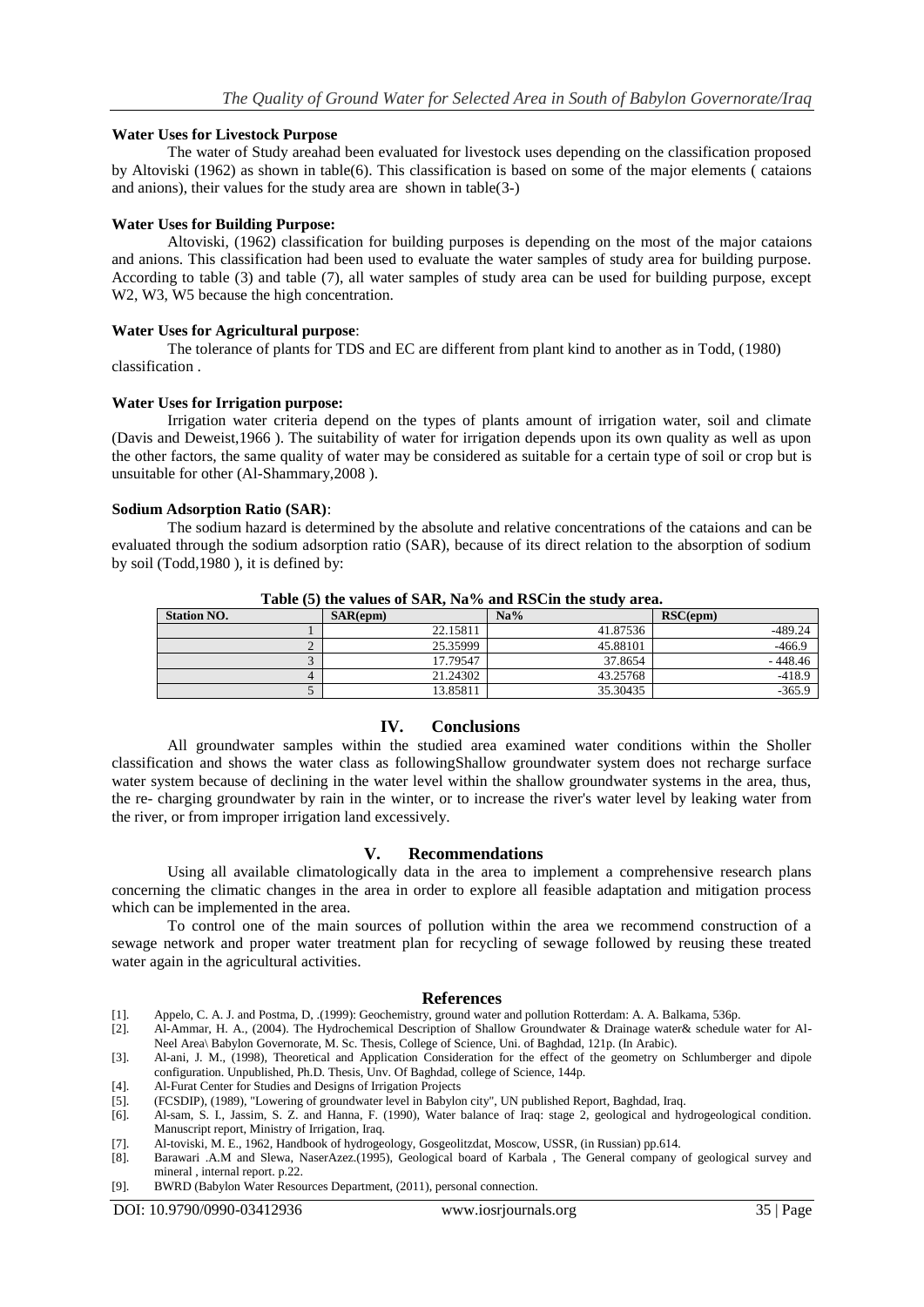**Water Uses for Livestock Purpose**

The water of Study areahad been evaluated for livestock uses depending on the classification proposed by Altoviski (1962) as shown in table(6). This classification is based on some of the major elements ( cataions and anions), their values for the study area are shown in table(3-)

**Water Uses for Building Purpose:**

Altoviski, (1962) classification for building purposes is depending on the most of the major cataions and anions. This classification had been used to evaluate the water samples of study area for building purpose. According to table (3) and table (7), all water samples of study area can be used for building purpose, except W2, W3, W5 because the high concentration.

**Water Uses for Agricultural purpose**:

The tolerance of plants for TDS and EC are different from plant kind to another as in Todd, (1980) classification .

**Water Uses for Irrigation purpose:**

Irrigation water criteria depend on the types of plants amount of irrigation water, soil and climate (Davis and Deweist,1966 ). The suitability of water for irrigation depends upon its own quality as well as upon the other factors, the same quality of water may be considered as suitable for a certain type of soil or crop but is unsuitable for other (Al-Shammary,2008 ).

**Sodium Adsorption Ratio (SAR)**:

The sodium hazard is determined by the absolute and relative concentrations of the cataions and can be evaluated through the sodium adsorption ratio (SAR), because of its direct relation to the absorption of sodium by soil (Todd,1980 ), it is defined by:

**Table (5) the values of SAR, Na% and RSCin the study area.**

| Station NO. | SAR(epm) | Na% | RSC(epm) |
|---|---|---|---|
| 1 | 22.15811 | 41.87536 | -489.24 |
| 2 | 25.35999 | 45.88101 | -466.9 |
| 3 | 17.79547 | 37.8654 | - 448.46 |
| 4 | 21.24302 | 43.25768 | -418.9 |
| 5 | 13.85811 | 35.30435 | -365.9 |

## IV. Conclusions

All groundwater samples within the studied area examined water conditions within the Sholler classification and shows the water class as followingShallow groundwater system does not recharge surface water system because of declining in the water level within the shallow groundwater systems in the area, thus, the re- charging groundwater by rain in the winter, or to increase the river's water level by leaking water from the river, or from improper irrigation land excessively.

## V. Recommendations

Using all available climatologically data in the area to implement a comprehensive research plans concerning the climatic changes in the area in order to explore all feasible adaptation and mitigation process which can be implemented in the area.

To control one of the main sources of pollution within the area we recommend construction of a sewage network and proper water treatment plan for recycling of sewage followed by reusing these treated water again in the agricultural activities.

## References

[1]. Appelo, C. A. J. and Postma, D, .(1999): Geochemistry, ground water and pollution Rotterdam: A. A. Balkama, 536p.

[2]. Al-Ammar, H. A., (2004). The Hydrochemical Description of Shallow Groundwater & Drainage water& schedule water for Al-Neel Area\ Babylon Governorate, M. Sc. Thesis, College of Science, Uni. of Baghdad, 121p. (In Arabic).

[3]. Al-ani, J. M., (1998), Theoretical and Application Consideration for the effect of the geometry on Schlumberger and dipole configuration. Unpublished, Ph.D. Thesis, Unv. Of Baghdad, college of Science, 144p.

[4]. Al-Furat Center for Studies and Designs of Irrigation Projects

[5]. (FCSDIP), (1989), "Lowering of groundwater level in Babylon city", UN published Report, Baghdad, Iraq.

[6]. Al-sam, S. I., Jassim, S. Z. and Hanna, F. (1990), Water balance of Iraq: stage 2, geological and hydrogeological condition. Manuscript report, Ministry of Irrigation, Iraq.

[7]. Al-toviski, M. E., 1962, Handbook of hydrogeology, Gosgeolitzdat, Moscow, USSR, (in Russian) pp.614.

[8]. Barawari .A.M and Slewa, NaserAzez.(1995), Geological board of Karbala , The General company of geological survey and mineral , internal report. p.22.

[9]. BWRD (Babylon Water Resources Department, (2011), personal connection.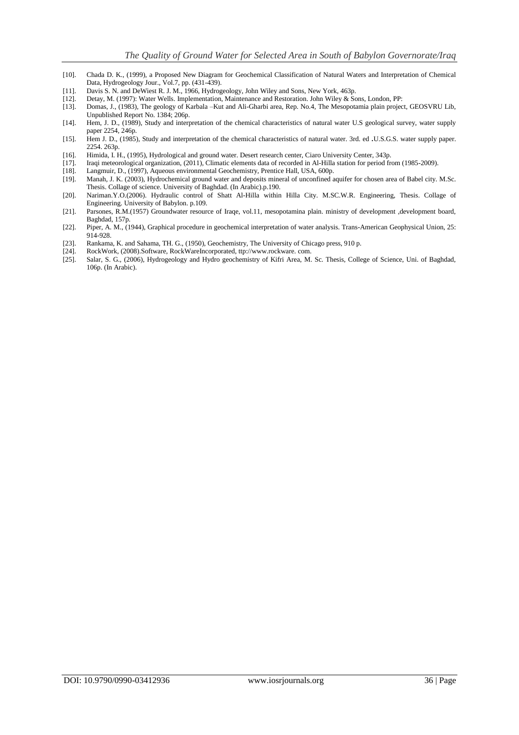[10]. Chada D. K., (1999), a Proposed New Diagram for Geochemical Classification of Natural Waters and Interpretation of Chemical Data, Hydrogeology Jour., Vol.7, pp. (431-439).

[11]. Davis S. N. and DeWiest R. J. M., 1966, Hydrogeology, John Wiley and Sons, New York, 463p.

[12]. Detay, M. (1997): Water Wells. Implementation, Maintenance and Restoration. John Wiley & Sons, London, PP:

[13]. Domas, J., (1983), The geology of Karbala –Kut and Ali-Gharbi area, Rep. No.4, The Mesopotamia plain project, GEOSVRU Lib, Unpublished Report No. 1384; 206p.

[14]. Hem, J. D., (1989), Study and interpretation of the chemical characteristics of natural water U.S geological survey, water supply paper 2254, 246p.

[15]. Hem J. D., (1985), Study and interpretation of the chemical characteristics of natural water. 3rd. ed .U.S.G.S. water supply paper. 2254. 263p.

[16]. Himida, I. H., (1995), Hydrological and ground water. Desert research center, Ciaro University Center, 343p.

[17]. Iraqi meteorological organization, (2011), Climatic elements data of recorded in Al-Hilla station for period from (1985-2009).

[18]. Langmuir, D., (1997), Aqueous environmental Geochemistry, Prentice Hall, USA, 600p.

[19]. Manah, J. K. (2003), Hydrochemical ground water and deposits mineral of unconfined aquifer for chosen area of Babel city. M.Sc. Thesis. Collage of science. University of Baghdad. (In Arabic).p.190.

[20]. Nariman.Y.O.(2006). Hydraulic control of Shatt Al-Hilla within Hilla City. M.SC.W.R. Engineering, Thesis. Collage of Engineering. University of Babylon. p.109.

[21]. Parsones, R.M.(1957) Groundwater resource of Iraqe, vol.11, mesopotamina plain. ministry of development ,development board, Baghdad, 157p.

[22]. Piper, A. M., (1944), Graphical procedure in geochemical interpretation of water analysis. Trans-American Geophysical Union, 25: 914-928.

[23]. Rankama, K. and Sahama, TH. G., (1950), Geochemistry, The University of Chicago press, 910 p.

[24]. RockWork, (2008).Software, RockWareIncorporated, ttp://www.rockware. com.

[25]. Salar, S. G., (2006), Hydrogeology and Hydro geochemistry of Kifri Area, M. Sc. Thesis, College of Science, Uni. of Baghdad, 106p. (In Arabic).